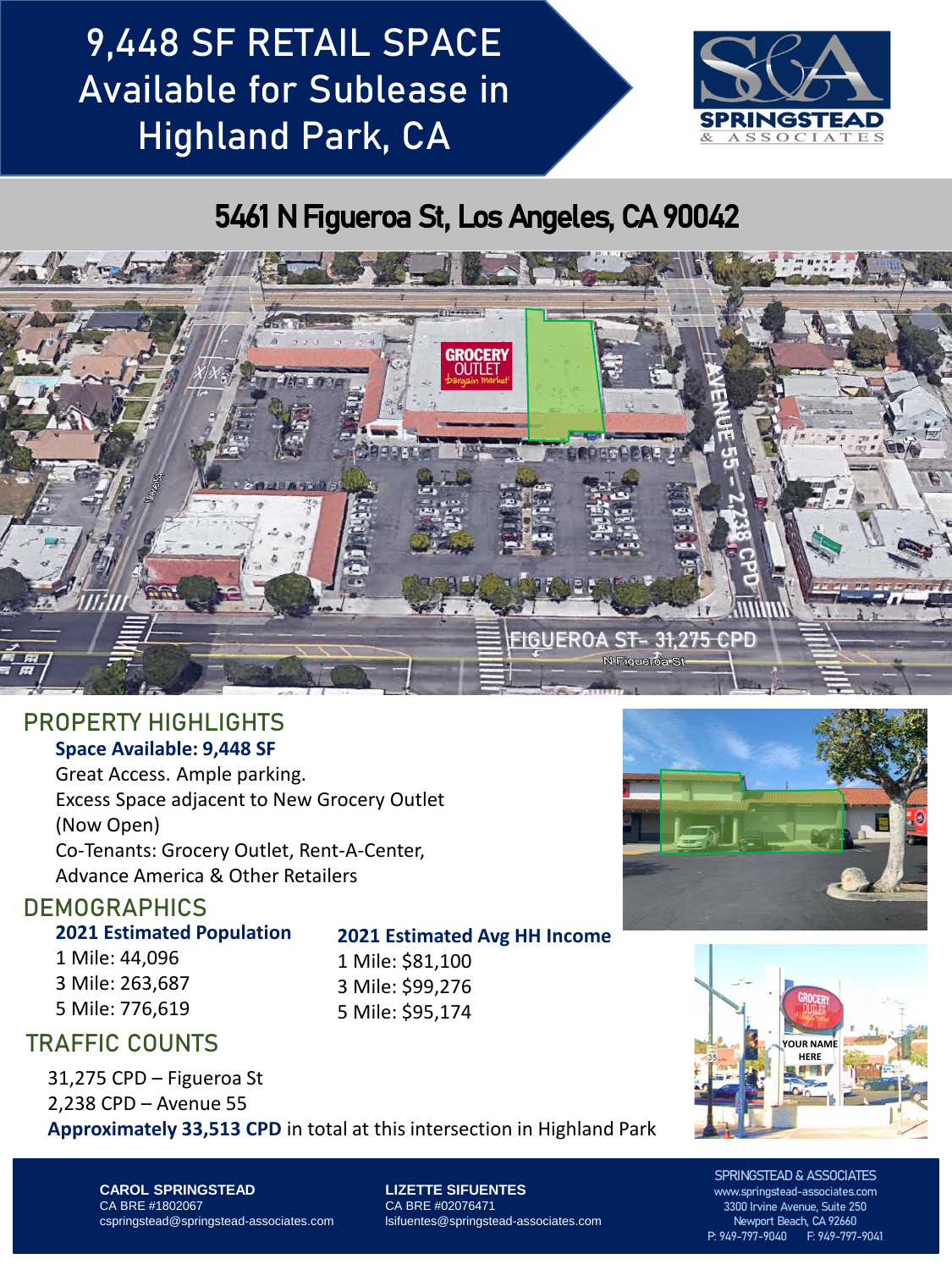# 9,448 SF RETAIL SPACE Available for Sublease in Highland Park, CA

SPRINGSTEAD & ASSOCIATES

## 5461 N Figueroa St, Los Angeles, CA 90042

## PROPERTY HIGHLIGHTS

**Space Available: 9,448 SF**

Great Access. Ample parking.

Excess Space adjacent to New Grocery Outlet (Now Open)

Co-Tenants: Grocery Outlet, Rent-A-Center, Advance America & Other Retailers

## DEMOGRAPHICS

**2021 Estimated Population**

1 Mile: 44,096
3 Mile: 263,687
5 Mile: 776,619

**2021 Estimated Avg HH Income**

1 Mile: $81,100
3 Mile: $99,276
5 Mile: $95,174

## TRAFFIC COUNTS

31,275 CPD – Figueroa St
2,238 CPD – Avenue 55
**Approximately 33,513 CPD** in total at this intersection in Highland Park

**CAROL SPRINGSTEAD**
CA BRE #1802067
cspringstead@springstead-associates.com

**LIZETTE SIFUENTES**
CA BRE #02076471
lsifuentes@springstead-associates.com

SPRINGSTEAD & ASSOCIATES
www.springstead-associates.com
3300 Irvine Avenue, Suite 250
Newport Beach, CA 92660
P: 949-797-9040 F: 949-797-9041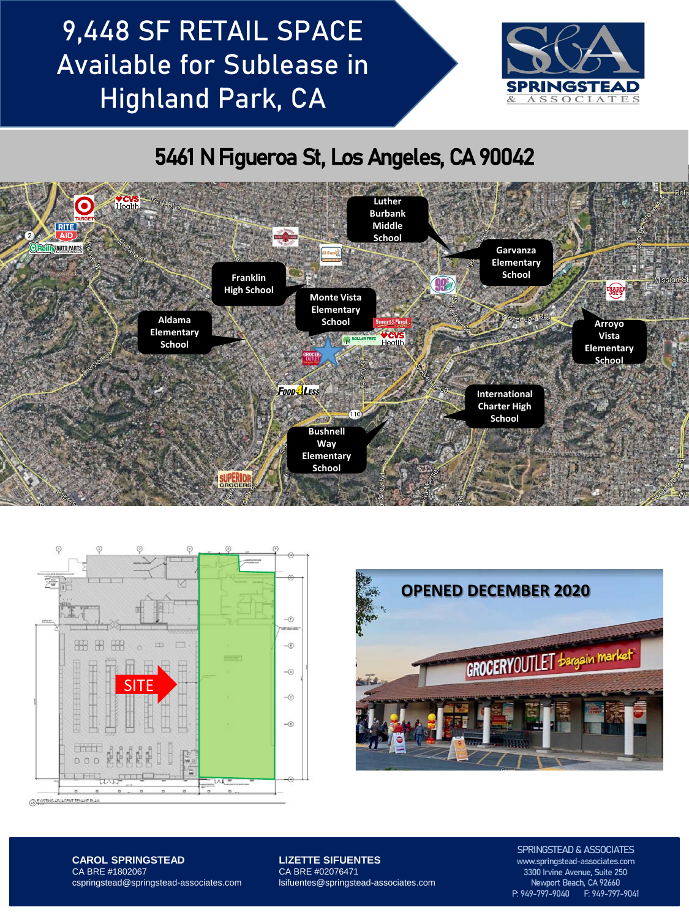# 9,448 SF RETAIL SPACE Available for Sublease in Highland Park, CA

SPRINGSTEAD & ASSOCIATES

## 5461 N Figueroa St, Los Angeles, CA 90042

Luther Burbank Middle School

Garvanza Elementary School

Franklin High School

Monte Vista Elementary School

Aldama Elementary School

Arroyo Vista Elementary School

International Charter High School

Bushnell Way Elementary School

SITE

OPENED DECEMBER 2020

**CAROL SPRINGSTEAD**
CA BRE #1802067
cspringstead@springstead-associates.com

**LIZETTE SIFUENTES**
CA BRE #02076471
lsifuentes@springstead-associates.com

SPRINGSTEAD & ASSOCIATES
www.springstead-associates.com
3300 Irvine Avenue, Suite 250
Newport Beach, CA 92660
P: 949-797-9040 F: 949-797-9041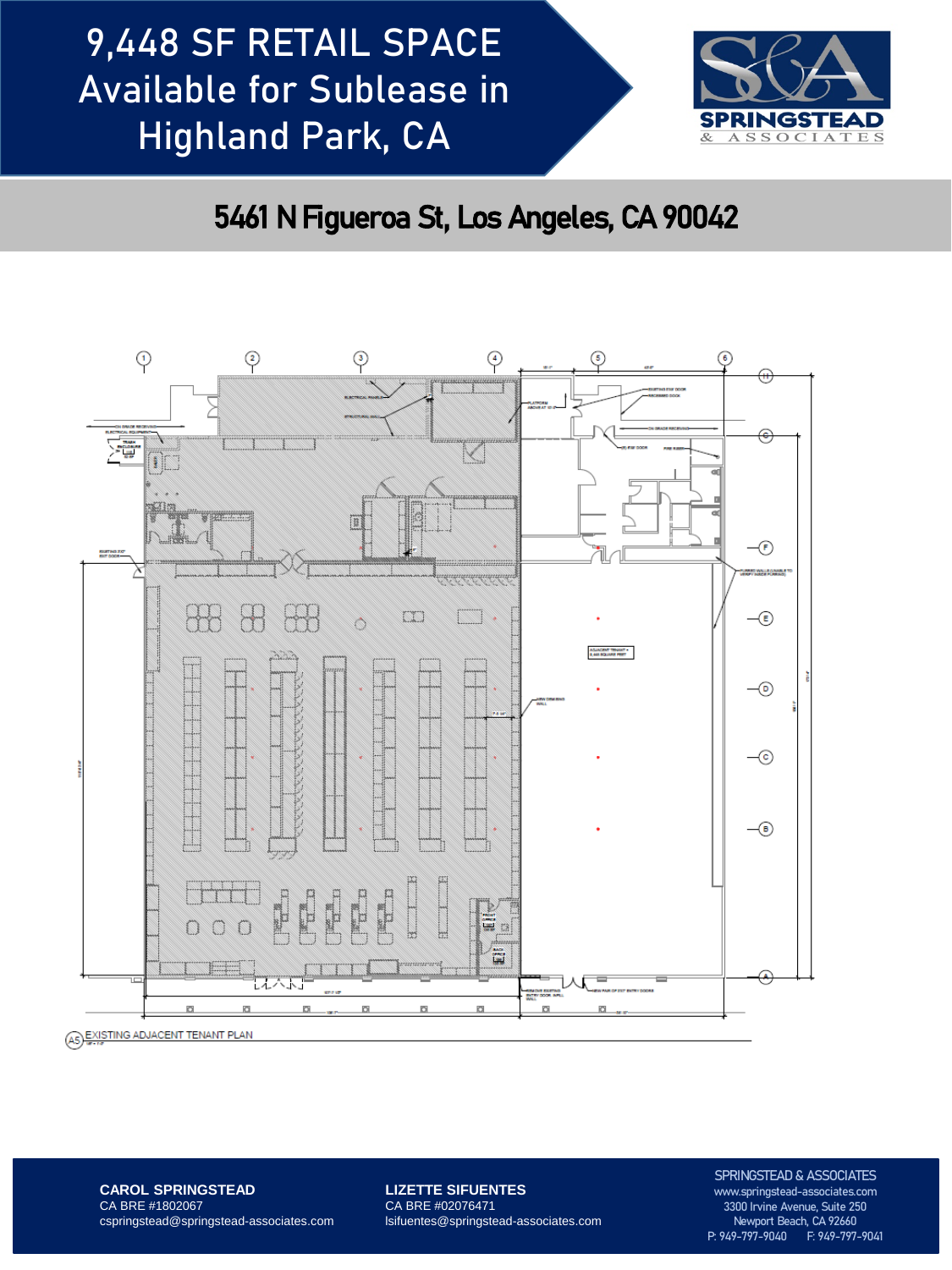# 9,448 SF RETAIL SPACE Available for Sublease in Highland Park, CA

SPRINGSTEAD & ASSOCIATES

## 5461 N Figueroa St, Los Angeles, CA 90042

A5 EXISTING ADJACENT TENANT PLAN

**CAROL SPRINGSTEAD**
CA BRE #1802067
cspringstead@springstead-associates.com

**LIZETTE SIFUENTES**
CA BRE #02076471
lsifuentes@springstead-associates.com

SPRINGSTEAD & ASSOCIATES
www.springstead-associates.com
3300 Irvine Avenue, Suite 250
Newport Beach, CA 92660
P: 949-797-9040 F: 949-797-9041